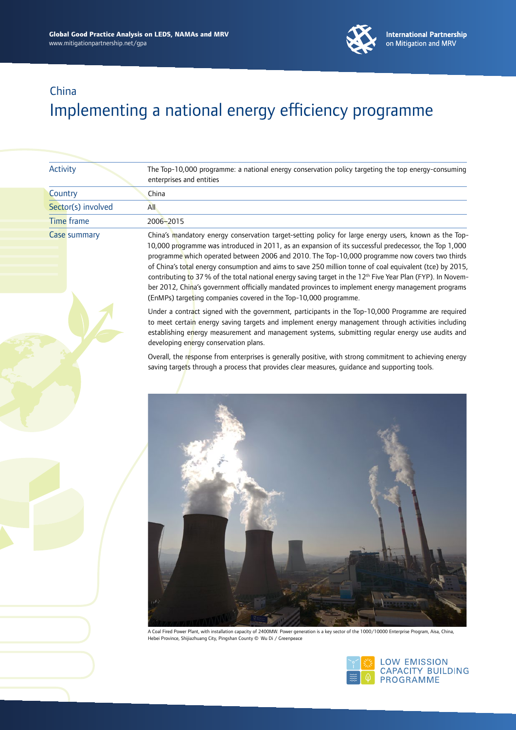# China

## Implementing a national energy efficiency programme

| | |
|---|---|
| Activity | The Top-10,000 programme: a national energy conservation policy targeting the top energy-consuming enterprises and entities |
| Country | China |
| Sector(s) involved | All |
| Time frame | 2006–2015 |
| Case summary | China's mandatory energy conservation target-setting policy for large energy users, known as the Top-10,000 programme was introduced in 2011, as an expansion of its successful predecessor, the Top 1,000 programme which operated between 2006 and 2010. The Top-10,000 programme now covers two thirds of China's total energy consumption and aims to save 250 million tonne of coal equivalent (tce) by 2015, contributing to 37 % of the total national energy saving target in the 12th Five Year Plan (FYP). In November 2012, China's government officially mandated provinces to implement energy management programs (EnMPs) targeting companies covered in the Top-10,000 programme. |

Under a contract signed with the government, participants in the Top-10,000 Programme are required to meet certain energy saving targets and implement energy management through activities including establishing energy measurement and management systems, submitting regular energy use audits and developing energy conservation plans.

Overall, the response from enterprises is generally positive, with strong commitment to achieving energy saving targets through a process that provides clear measures, guidance and supporting tools.

A Coal Fired Power Plant, with installation capacity of 2400MW. Power generation is a key sector of the 1000/10000 Enterprise Program, Aisa, China, Hebei Province, Shijiazhuang City, Pingshan County © Wu Di / Greenpeace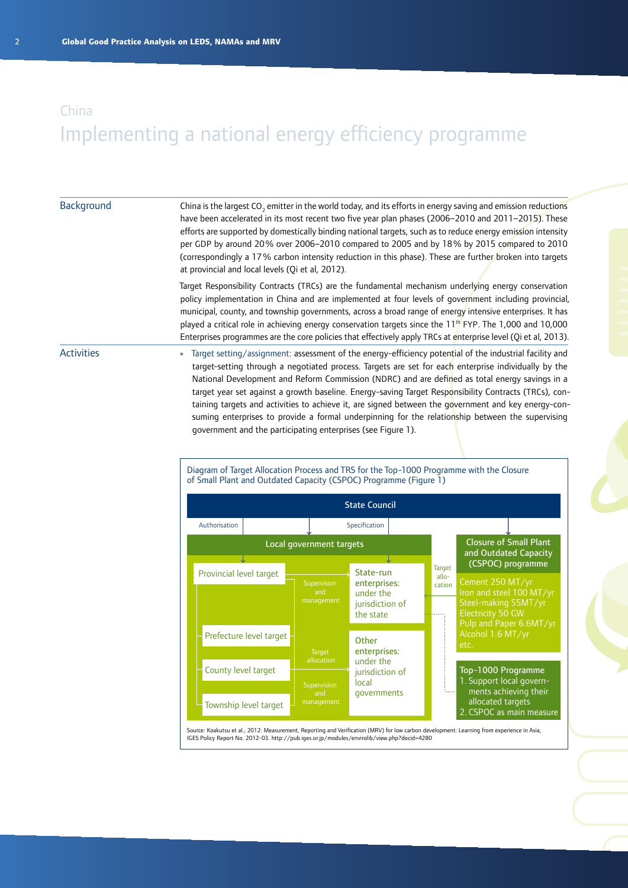China

# Implementing a national energy efficiency programme

## Background

China is the largest $CO_2$ emitter in the world today, and its efforts in energy saving and emission reductions have been accelerated in its most recent two five year plan phases (2006–2010 and 2011–2015). These efforts are supported by domestically binding national targets, such as to reduce energy emission intensity per GDP by around 20 % over 2006–2010 compared to 2005 and by 18 % by 2015 compared to 2010 (correspondingly a 17 % carbon intensity reduction in this phase). These are further broken into targets at provincial and local levels (Qi et al, 2012).

Target Responsibility Contracts (TRCs) are the fundamental mechanism underlying energy conservation policy implementation in China and are implemented at four levels of government including provincial, municipal, county, and township governments, across a broad range of energy intensive enterprises. It has played a critical role in achieving energy conservation targets since the 11th FYP. The 1,000 and 10,000 Enterprises programmes are the core policies that effectively apply TRCs at enterprise level (Qi et al, 2013).

## Activities

» Target setting/assignment: assessment of the energy-efficiency potential of the industrial facility and target-setting through a negotiated process. Targets are set for each enterprise individually by the National Development and Reform Commission (NDRC) and are defined as total energy savings in a target year set against a growth baseline. Energy-saving Target Responsibility Contracts (TRCs), containing targets and activities to achieve it, are signed between the government and key energy-consuming enterprises to provide a formal underpinning for the relationship between the supervising government and the participating enterprises (see Figure 1).

Diagram of Target Allocation Process and TRS for the Top-1000 Programme with the Closure of Small Plant and Outdated Capacity (CSPOC) Programme (Figure 1)

- **State Council**
  - Authorisation / Specification → **Local government targets**
    - Provincial level target
    - Prefecture level target
    - County level target
    - Township level target
    - Supervision and management → **State-run enterprises:** under the jurisdiction of the state
    - Target allocation; Supervision and management → **Other enterprises:** under the jurisdiction of local governments
  - → **Closure of Small Plant and Outdated Capacity (CSPOC) programme** (Target allocation → enterprises)
    - Cement 250 MT/yr
    - Iron and steel 100 MT/yr
    - Steel-making 55MT/yr
    - Electricity 50 GW
    - Pulp and Paper 6.6MT/yr
    - Alcohol 1.6 MT/yr
    - etc.
  - **Top-1000 Programme**
    1. Support local governments achieving their allocated targets
    2. CSPOC as main measure

Source: Koakutsu et al., 2012: Measurement, Reporting and Verification (MRV) for low carbon development: Learning from experience in Asia, IGES Policy Report No. 2012-03. http://pub.iges.or.jp/modules/envirolib/view.php?docid=4280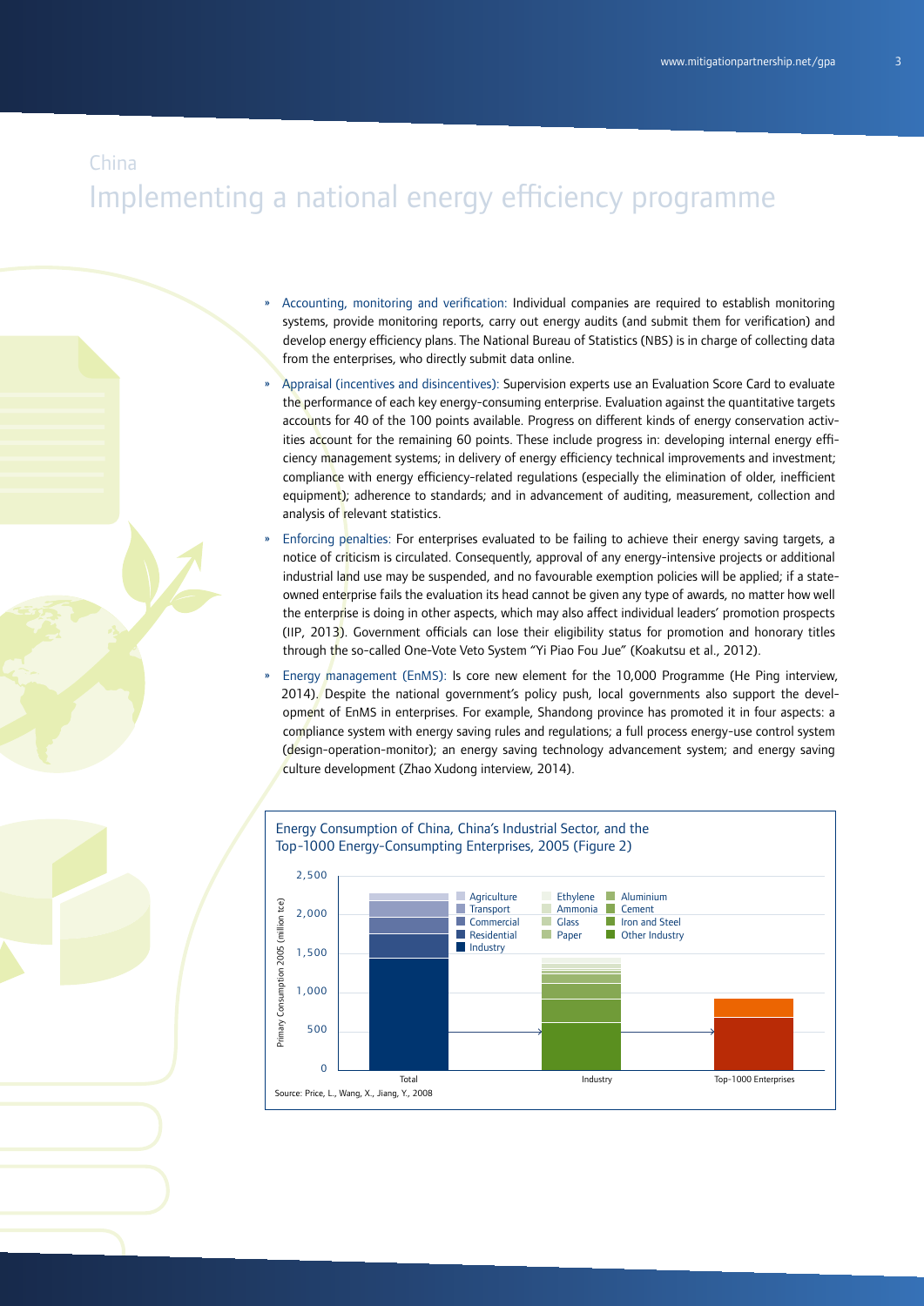China

# Implementing a national energy efficiency programme

- Accounting, monitoring and verification: Individual companies are required to establish monitoring systems, provide monitoring reports, carry out energy audits (and submit them for verification) and develop energy efficiency plans. The National Bureau of Statistics (NBS) is in charge of collecting data from the enterprises, who directly submit data online.
- Appraisal (incentives and disincentives): Supervision experts use an Evaluation Score Card to evaluate the performance of each key energy-consuming enterprise. Evaluation against the quantitative targets accounts for 40 of the 100 points available. Progress on different kinds of energy conservation activities account for the remaining 60 points. These include progress in: developing internal energy efficiency management systems; in delivery of energy efficiency technical improvements and investment; compliance with energy efficiency-related regulations (especially the elimination of older, inefficient equipment); adherence to standards; and in advancement of auditing, measurement, collection and analysis of relevant statistics.
- Enforcing penalties: For enterprises evaluated to be failing to achieve their energy saving targets, a notice of criticism is circulated. Consequently, approval of any energy-intensive projects or additional industrial land use may be suspended, and no favourable exemption policies will be applied; if a state-owned enterprise fails the evaluation its head cannot be given any type of awards, no matter how well the enterprise is doing in other aspects, which may also affect individual leaders' promotion prospects (IIP, 2013). Government officials can lose their eligibility status for promotion and honorary titles through the so-called One-Vote Veto System "Yi Piao Fou Jue" (Koakutsu et al., 2012).
- Energy management (EnMS): Is core new element for the 10,000 Programme (He Ping interview, 2014). Despite the national government's policy push, local governments also support the development of EnMS in enterprises. For example, Shandong province has promoted it in four aspects: a compliance system with energy saving rules and regulations; a full process energy-use control system (design-operation-monitor); an energy saving technology advancement system; and energy saving culture development (Zhao Xudong interview, 2014).

Energy Consumption of China, China's Industrial Sector, and the Top-1000 Energy-Consumpting Enterprises, 2005 (Figure 2)

Source: Price, L., Wang, X., Jiang, Y., 2008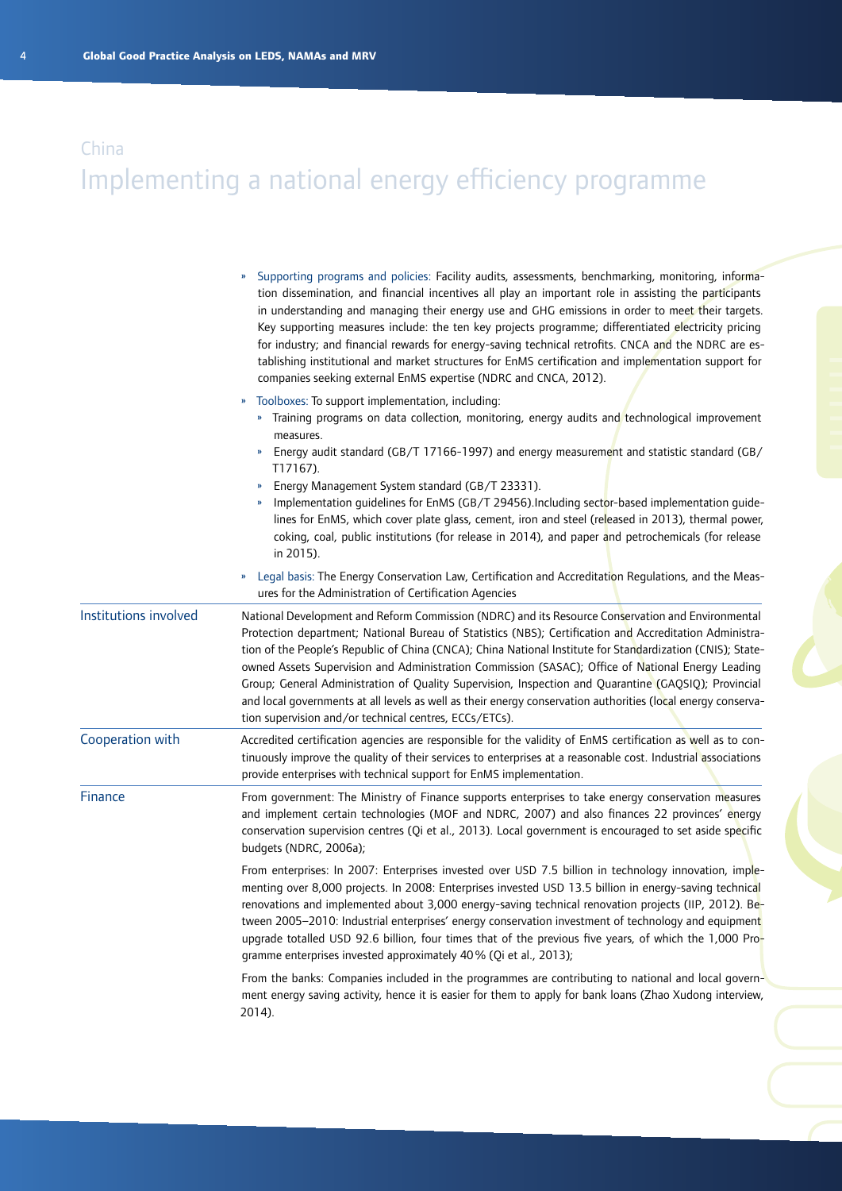China

# Implementing a national energy efficiency programme

| | |
|---|---|
| | » Supporting programs and policies: Facility audits, assessments, benchmarking, monitoring, information dissemination, and financial incentives all play an important role in assisting the participants in understanding and managing their energy use and GHG emissions in order to meet their targets. Key supporting measures include: the ten key projects programme; differentiated electricity pricing for industry; and financial rewards for energy-saving technical retrofits. CNCA and the NDRC are establishing institutional and market structures for EnMS certification and implementation support for companies seeking external EnMS expertise (NDRC and CNCA, 2012).<br><br>» Toolboxes: To support implementation, including:<br>» Training programs on data collection, monitoring, energy audits and technological improvement measures.<br>» Energy audit standard (GB/T 17166-1997) and energy measurement and statistic standard (GB/T17167).<br>» Energy Management System standard (GB/T 23331).<br>» Implementation guidelines for EnMS (GB/T 29456).Including sector-based implementation guidelines for EnMS, which cover plate glass, cement, iron and steel (released in 2013), thermal power, coking, coal, public institutions (for release in 2014), and paper and petrochemicals (for release in 2015).<br><br>» Legal basis: The Energy Conservation Law, Certification and Accreditation Regulations, and the Measures for the Administration of Certification Agencies |
| Institutions involved | National Development and Reform Commission (NDRC) and its Resource Conservation and Environmental Protection department; National Bureau of Statistics (NBS); Certification and Accreditation Administration of the People's Republic of China (CNCA); China National Institute for Standardization (CNIS); State-owned Assets Supervision and Administration Commission (SASAC); Office of National Energy Leading Group; General Administration of Quality Supervision, Inspection and Quarantine (GAQSIQ); Provincial and local governments at all levels as well as their energy conservation authorities (local energy conservation supervision and/or technical centres, ECCs/ETCs). |
| Cooperation with | Accredited certification agencies are responsible for the validity of EnMS certification as well as to continuously improve the quality of their services to enterprises at a reasonable cost. Industrial associations provide enterprises with technical support for EnMS implementation. |
| Finance | From government: The Ministry of Finance supports enterprises to take energy conservation measures and implement certain technologies (MOF and NDRC, 2007) and also finances 22 provinces' energy conservation supervision centres (Qi et al., 2013). Local government is encouraged to set aside specific budgets (NDRC, 2006a);<br><br>From enterprises: In 2007: Enterprises invested over USD 7.5 billion in technology innovation, implementing over 8,000 projects. In 2008: Enterprises invested USD 13.5 billion in energy-saving technical renovations and implemented about 3,000 energy-saving technical renovation projects (IIP, 2012). Between 2005–2010: Industrial enterprises' energy conservation investment of technology and equipment upgrade totalled USD 92.6 billion, four times that of the previous five years, of which the 1,000 Programme enterprises invested approximately 40% (Qi et al., 2013);<br><br>From the banks: Companies included in the programmes are contributing to national and local government energy saving activity, hence it is easier for them to apply for bank loans (Zhao Xudong interview, 2014). |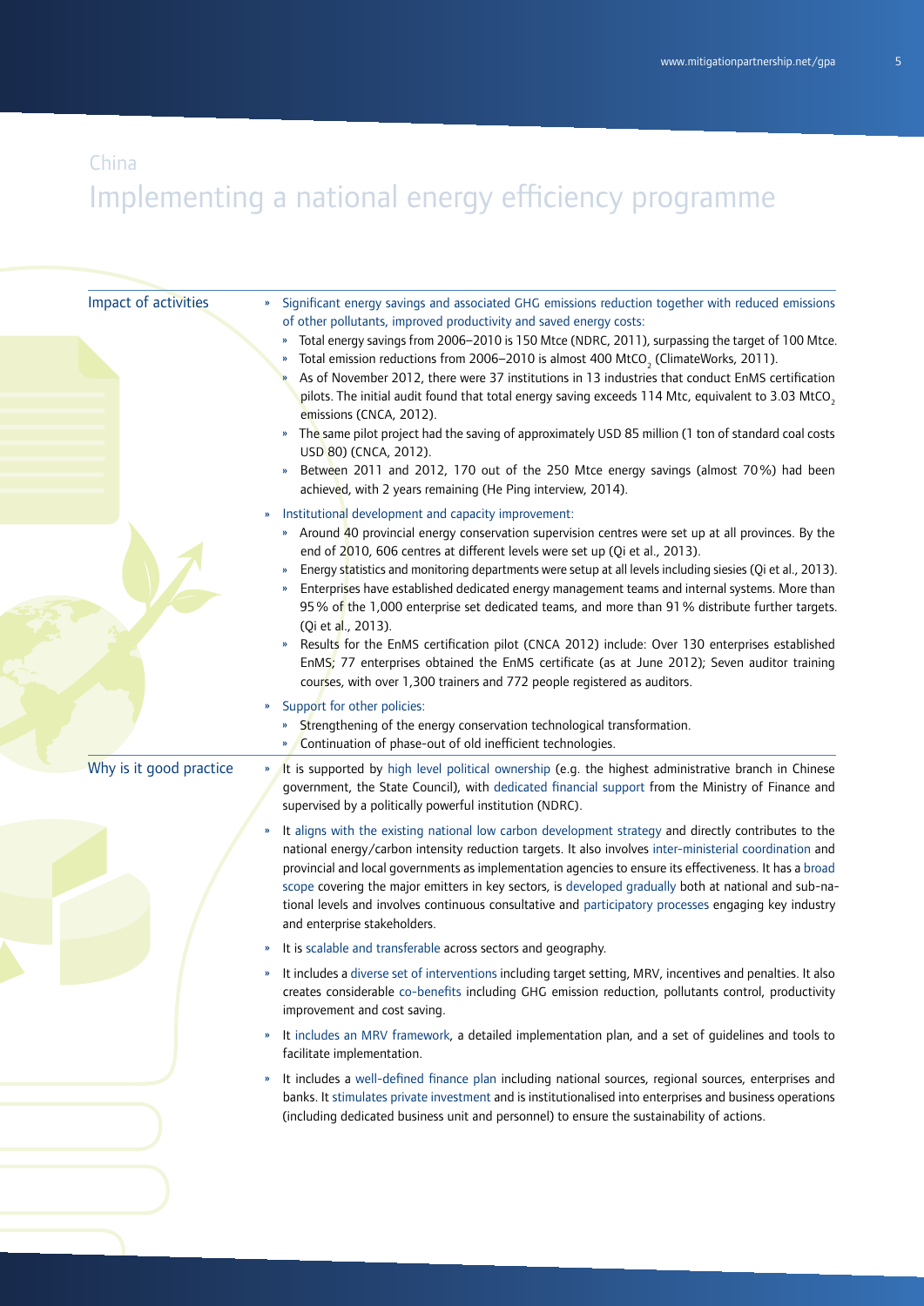China

# Implementing a national energy efficiency programme

## Impact of activities

- Significant energy savings and associated GHG emissions reduction together with reduced emissions of other pollutants, improved productivity and saved energy costs:
  - Total energy savings from 2006–2010 is 150 Mtce (NDRC, 2011), surpassing the target of 100 Mtce.
  - Total emission reductions from 2006–2010 is almost 400 $MtCO_2$ (ClimateWorks, 2011).
  - As of November 2012, there were 37 institutions in 13 industries that conduct EnMS certification pilots. The initial audit found that total energy saving exceeds 114 Mtc, equivalent to 3.03 $MtCO_2$ emissions (CNCA, 2012).
  - The same pilot project had the saving of approximately USD 85 million (1 ton of standard coal costs USD 80) (CNCA, 2012).
  - Between 2011 and 2012, 170 out of the 250 Mtce energy savings (almost 70%) had been achieved, with 2 years remaining (He Ping interview, 2014).
- Institutional development and capacity improvement:
  - Around 40 provincial energy conservation supervision centres were set up at all provinces. By the end of 2010, 606 centres at different levels were set up (Qi et al., 2013).
  - Energy statistics and monitoring departments were setup at all levels including siesies (Qi et al., 2013).
  - Enterprises have established dedicated energy management teams and internal systems. More than 95% of the 1,000 enterprise set dedicated teams, and more than 91% distribute further targets. (Qi et al., 2013).
  - Results for the EnMS certification pilot (CNCA 2012) include: Over 130 enterprises established EnMS; 77 enterprises obtained the EnMS certificate (as at June 2012); Seven auditor training courses, with over 1,300 trainers and 772 people registered as auditors.
- Support for other policies:
  - Strengthening of the energy conservation technological transformation.
  - Continuation of phase-out of old inefficient technologies.

## Why is it good practice

- It is supported by high level political ownership (e.g. the highest administrative branch in Chinese government, the State Council), with dedicated financial support from the Ministry of Finance and supervised by a politically powerful institution (NDRC).
- It aligns with the existing national low carbon development strategy and directly contributes to the national energy/carbon intensity reduction targets. It also involves inter-ministerial coordination and provincial and local governments as implementation agencies to ensure its effectiveness. It has a broad scope covering the major emitters in key sectors, is developed gradually both at national and sub-national levels and involves continuous consultative and participatory processes engaging key industry and enterprise stakeholders.
- It is scalable and transferable across sectors and geography.
- It includes a diverse set of interventions including target setting, MRV, incentives and penalties. It also creates considerable co-benefits including GHG emission reduction, pollutants control, productivity improvement and cost saving.
- It includes an MRV framework, a detailed implementation plan, and a set of guidelines and tools to facilitate implementation.
- It includes a well-defined finance plan including national sources, regional sources, enterprises and banks. It stimulates private investment and is institutionalised into enterprises and business operations (including dedicated business unit and personnel) to ensure the sustainability of actions.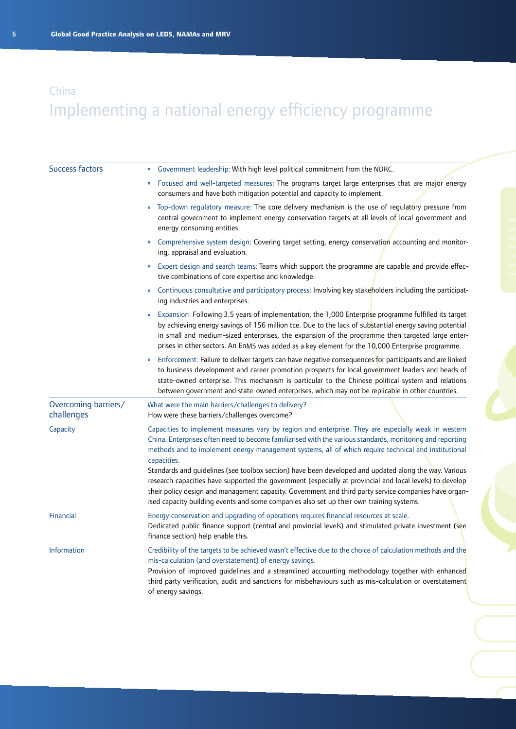## China

# Implementing a national energy efficiency programme

| | |
|---|---|
| Success factors | » Government leadership: With high level political commitment from the NDRC.<br>» Focused and well-targeted measures: The programs target large enterprises that are major energy consumers and have both mitigation potential and capacity to implement.<br>» Top-down regulatory measure: The core delivery mechanism is the use of regulatory pressure from central government to implement energy conservation targets at all levels of local government and energy consuming entities.<br>» Comprehensive system design: Covering target setting, energy conservation accounting and monitoring, appraisal and evaluation.<br>» Expert design and search teams: Teams which support the programme are capable and provide effective combinations of core expertise and knowledge.<br>» Continuous consultative and participatory process: Involving key stakeholders including the participating industries and enterprises.<br>» Expansion: Following 3.5 years of implementation, the 1,000 Enterprise programme fulfilled its target by achieving energy savings of 156 million tce. Due to the lack of substantial energy saving potential in small and medium-sized enterprises, the expansion of the programme then targeted large enterprises in other sectors. An EnMS was added as a key element for the 10,000 Enterprise programme.<br>» Enforcement: Failure to deliver targets can have negative consequences for participants and are linked to business development and career promotion prospects for local government leaders and heads of state-owned enterprise. This mechanism is particular to the Chinese political system and relations between government and state-owned enterprises, which may not be replicable in other countries. |
| Overcoming barriers/ challenges | What were the main barriers/challenges to delivery?<br>How were these barriers/challenges overcome? |
| Capacity | Capacities to implement measures vary by region and enterprise. They are especially weak in western China. Enterprises often need to become familiarised with the various standards, monitoring and reporting methods and to implement energy management systems, all of which require technical and institutional capacities.<br>Standards and guidelines (see toolbox section) have been developed and updated along the way. Various research capacities have supported the government (especially at provincial and local levels) to develop their policy design and management capacity. Government and third party service companies have organised capacity building events and some companies also set up their own training systems. |
| Financial | Energy conservation and upgrading of operations requires financial resources at scale.<br>Dedicated public finance support (central and provincial levels) and stimulated private investment (see finance section) help enable this. |
| Information | Credibility of the targets to be achieved wasn't effective due to the choice of calculation methods and the mis-calculation (and overstatement) of energy savings.<br>Provision of improved guidelines and a streamlined accounting methodology together with enhanced third party verification, audit and sanctions for misbehaviours such as mis-calculation or overstatement of energy savings. |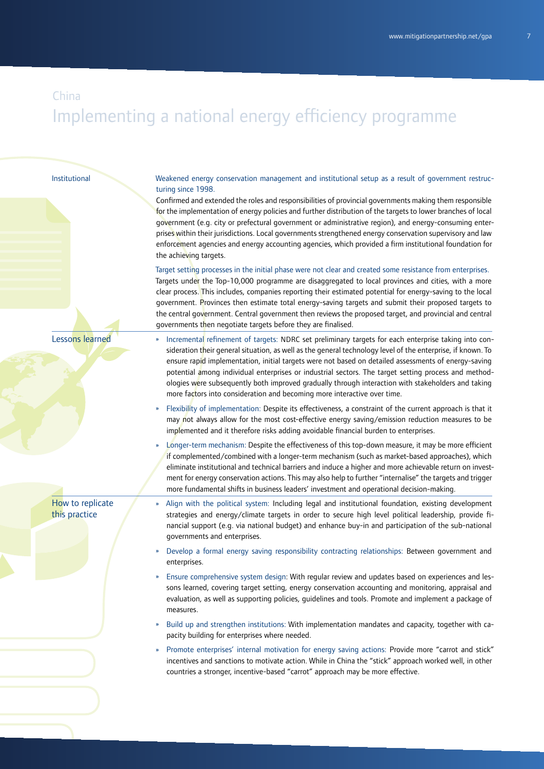China

# Implementing a national energy efficiency programme

## Institutional

Weakened energy conservation management and institutional setup as a result of government restructuring since 1998.

Confirmed and extended the roles and responsibilities of provincial governments making them responsible for the implementation of energy policies and further distribution of the targets to lower branches of local government (e.g. city or prefectural government or administrative region), and energy-consuming enterprises within their jurisdictions. Local governments strengthened energy conservation supervisory and law enforcement agencies and energy accounting agencies, which provided a firm institutional foundation for the achieving targets.

Target setting processes in the initial phase were not clear and created some resistance from enterprises.

Targets under the Top-10,000 programme are disaggregated to local provinces and cities, with a more clear process. This includes, companies reporting their estimated potential for energy-saving to the local government. Provinces then estimate total energy-saving targets and submit their proposed targets to the central government. Central government then reviews the proposed target, and provincial and central governments then negotiate targets before they are finalised.

## Lessons learned

- Incremental refinement of targets: NDRC set preliminary targets for each enterprise taking into consideration their general situation, as well as the general technology level of the enterprise, if known. To ensure rapid implementation, initial targets were not based on detailed assessments of energy-saving potential among individual enterprises or industrial sectors. The target setting process and methodologies were subsequently both improved gradually through interaction with stakeholders and taking more factors into consideration and becoming more interactive over time.
- Flexibility of implementation: Despite its effectiveness, a constraint of the current approach is that it may not always allow for the most cost-effective energy saving/emission reduction measures to be implemented and it therefore risks adding avoidable financial burden to enterprises.
- Longer-term mechanism: Despite the effectiveness of this top-down measure, it may be more efficient if complemented/combined with a longer-term mechanism (such as market-based approaches), which eliminate institutional and technical barriers and induce a higher and more achievable return on investment for energy conservation actions. This may also help to further "internalise" the targets and trigger more fundamental shifts in business leaders' investment and operational decision-making.

## How to replicate this practice

- Align with the political system: Including legal and institutional foundation, existing development strategies and energy/climate targets in order to secure high level political leadership, provide financial support (e.g. via national budget) and enhance buy-in and participation of the sub-national governments and enterprises.
- Develop a formal energy saving responsibility contracting relationships: Between government and enterprises.
- Ensure comprehensive system design: With regular review and updates based on experiences and lessons learned, covering target setting, energy conservation accounting and monitoring, appraisal and evaluation, as well as supporting policies, guidelines and tools. Promote and implement a package of measures.
- Build up and strengthen institutions: With implementation mandates and capacity, together with capacity building for enterprises where needed.
- Promote enterprises' internal motivation for energy saving actions: Provide more "carrot and stick" incentives and sanctions to motivate action. While in China the "stick" approach worked well, in other countries a stronger, incentive-based "carrot" approach may be more effective.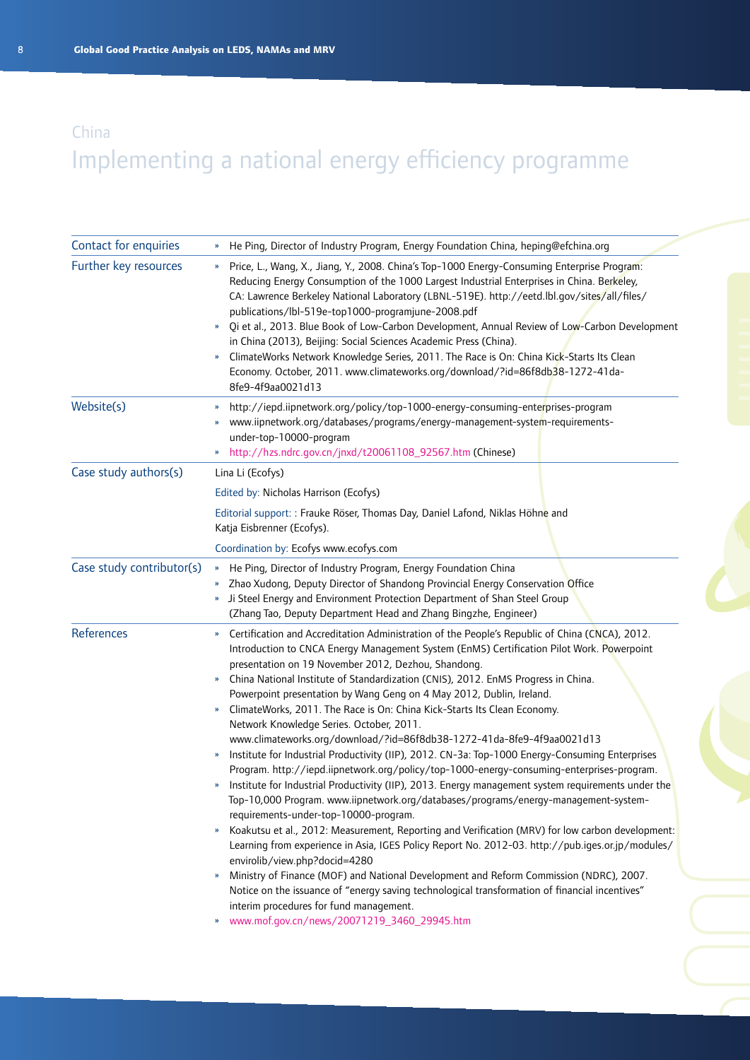China

# Implementing a national energy efficiency programme

| | |
|---|---|
| Contact for enquiries | » He Ping, Director of Industry Program, Energy Foundation China, heping@efchina.org |
| Further key resources | » Price, L., Wang, X., Jiang, Y., 2008. China's Top-1000 Energy-Consuming Enterprise Program: Reducing Energy Consumption of the 1000 Largest Industrial Enterprises in China. Berkeley, CA: Lawrence Berkeley National Laboratory (LBNL-519E). http://eetd.lbl.gov/sites/all/files/publications/lbl-519e-top1000-programjune-2008.pdf<br>» Qi et al., 2013. Blue Book of Low-Carbon Development, Annual Review of Low-Carbon Development in China (2013), Beijing: Social Sciences Academic Press (China).<br>» ClimateWorks Network Knowledge Series, 2011. The Race is On: China Kick-Starts Its Clean Economy. October, 2011. www.climateworks.org/download/?id=86f8db38-1272-41da-8fe9-4f9aa0021d13 |
| Website(s) | » http://iepd.iipnetwork.org/policy/top-1000-energy-consuming-enterprises-program<br>» www.iipnetwork.org/databases/programs/energy-management-system-requirements-under-top-10000-program<br>» http://hzs.ndrc.gov.cn/jnxd/t20061108_92567.htm (Chinese) |
| Case study authors(s) | Lina Li (Ecofys)<br>Edited by: Nicholas Harrison (Ecofys)<br>Editorial support: : Frauke Röser, Thomas Day, Daniel Lafond, Niklas Höhne and Katja Eisbrenner (Ecofys).<br>Coordination by: Ecofys www.ecofys.com |
| Case study contributor(s) | » He Ping, Director of Industry Program, Energy Foundation China<br>» Zhao Xudong, Deputy Director of Shandong Provincial Energy Conservation Office<br>» Ji Steel Energy and Environment Protection Department of Shan Steel Group (Zhang Tao, Deputy Department Head and Zhang Bingzhe, Engineer) |
| References | » Certification and Accreditation Administration of the People's Republic of China (CNCA), 2012. Introduction to CNCA Energy Management System (EnMS) Certification Pilot Work. Powerpoint presentation on 19 November 2012, Dezhou, Shandong.<br>» China National Institute of Standardization (CNIS), 2012. EnMS Progress in China. Powerpoint presentation by Wang Geng on 4 May 2012, Dublin, Ireland.<br>» ClimateWorks, 2011. The Race is On: China Kick-Starts Its Clean Economy. Network Knowledge Series. October, 2011. www.climateworks.org/download/?id=86f8db38-1272-41da-8fe9-4f9aa0021d13<br>» Institute for Industrial Productivity (IIP), 2012. CN-3a: Top-1000 Energy-Consuming Enterprises Program. http://iepd.iipnetwork.org/policy/top-1000-energy-consuming-enterprises-program.<br>» Institute for Industrial Productivity (IIP), 2013. Energy management system requirements under the Top-10,000 Program. www.iipnetwork.org/databases/programs/energy-management-system-requirements-under-top-10000-program.<br>» Koakutsu et al., 2012: Measurement, Reporting and Verification (MRV) for low carbon development: Learning from experience in Asia, IGES Policy Report No. 2012-03. http://pub.iges.or.jp/modules/envirolib/view.php?docid=4280<br>» Ministry of Finance (MOF) and National Development and Reform Commission (NDRC), 2007. Notice on the issuance of "energy saving technological transformation of financial incentives" interim procedures for fund management.<br>» www.mof.gov.cn/news/20071219_3460_29945.htm |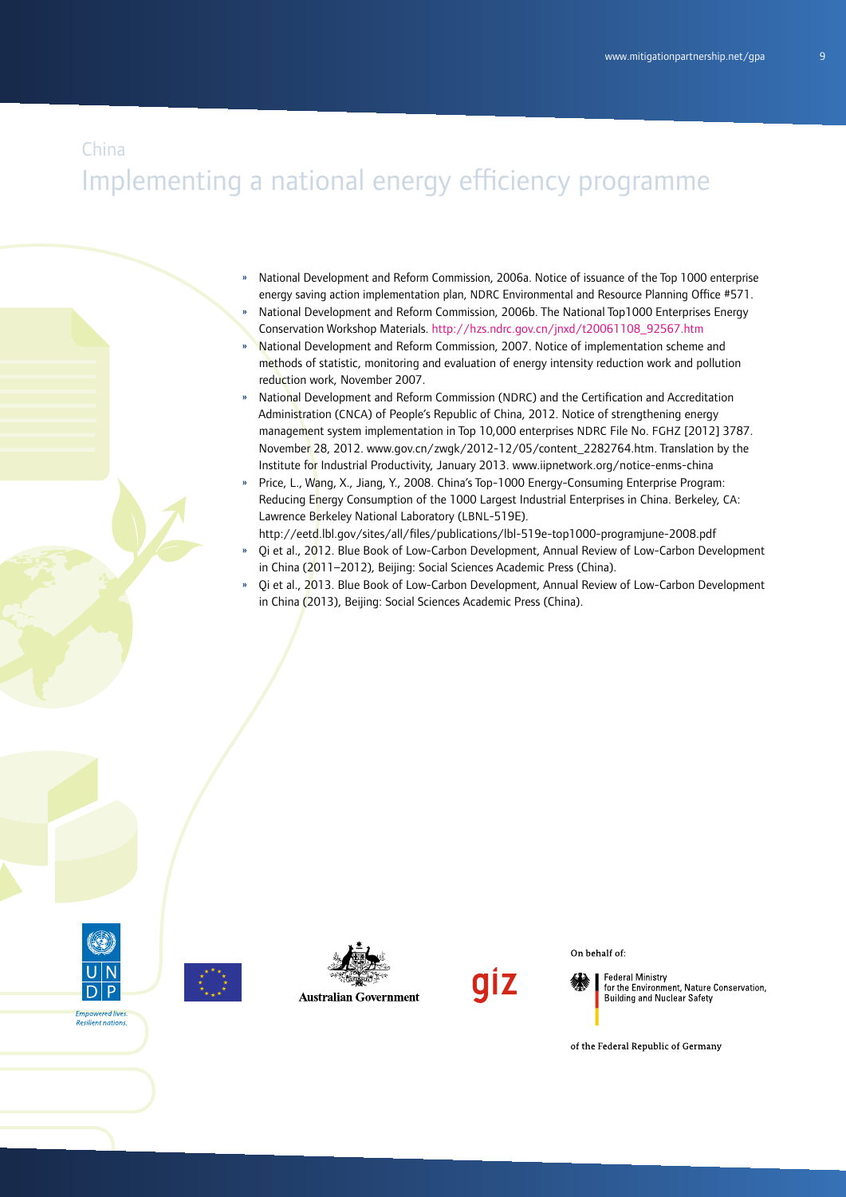China

# Implementing a national energy efficiency programme

- National Development and Reform Commission, 2006a. Notice of issuance of the Top 1000 enterprise energy saving action implementation plan, NDRC Environmental and Resource Planning Office #571.
- National Development and Reform Commission, 2006b. The National Top1000 Enterprises Energy Conservation Workshop Materials. http://hzs.ndrc.gov.cn/jnxd/t20061108_92567.htm
- National Development and Reform Commission, 2007. Notice of implementation scheme and methods of statistic, monitoring and evaluation of energy intensity reduction work and pollution reduction work, November 2007.
- National Development and Reform Commission (NDRC) and the Certification and Accreditation Administration (CNCA) of People's Republic of China, 2012. Notice of strengthening energy management system implementation in Top 10,000 enterprises NDRC File No. FGHZ [2012] 3787. November 28, 2012. www.gov.cn/zwgk/2012-12/05/content_2282764.htm. Translation by the Institute for Industrial Productivity, January 2013. www.iipnetwork.org/notice-enms-china
- Price, L., Wang, X., Jiang, Y., 2008. China's Top-1000 Energy-Consuming Enterprise Program: Reducing Energy Consumption of the 1000 Largest Industrial Enterprises in China. Berkeley, CA: Lawrence Berkeley National Laboratory (LBNL-519E). http://eetd.lbl.gov/sites/all/files/publications/lbl-519e-top1000-programjune-2008.pdf
- Qi et al., 2012. Blue Book of Low-Carbon Development, Annual Review of Low-Carbon Development in China (2011–2012), Beijing: Social Sciences Academic Press (China).
- Qi et al., 2013. Blue Book of Low-Carbon Development, Annual Review of Low-Carbon Development in China (2013), Beijing: Social Sciences Academic Press (China).

Empowered lives. Resilient nations.

Australian Government

giz

On behalf of:

Federal Ministry for the Environment, Nature Conservation, Building and Nuclear Safety

of the Federal Republic of Germany